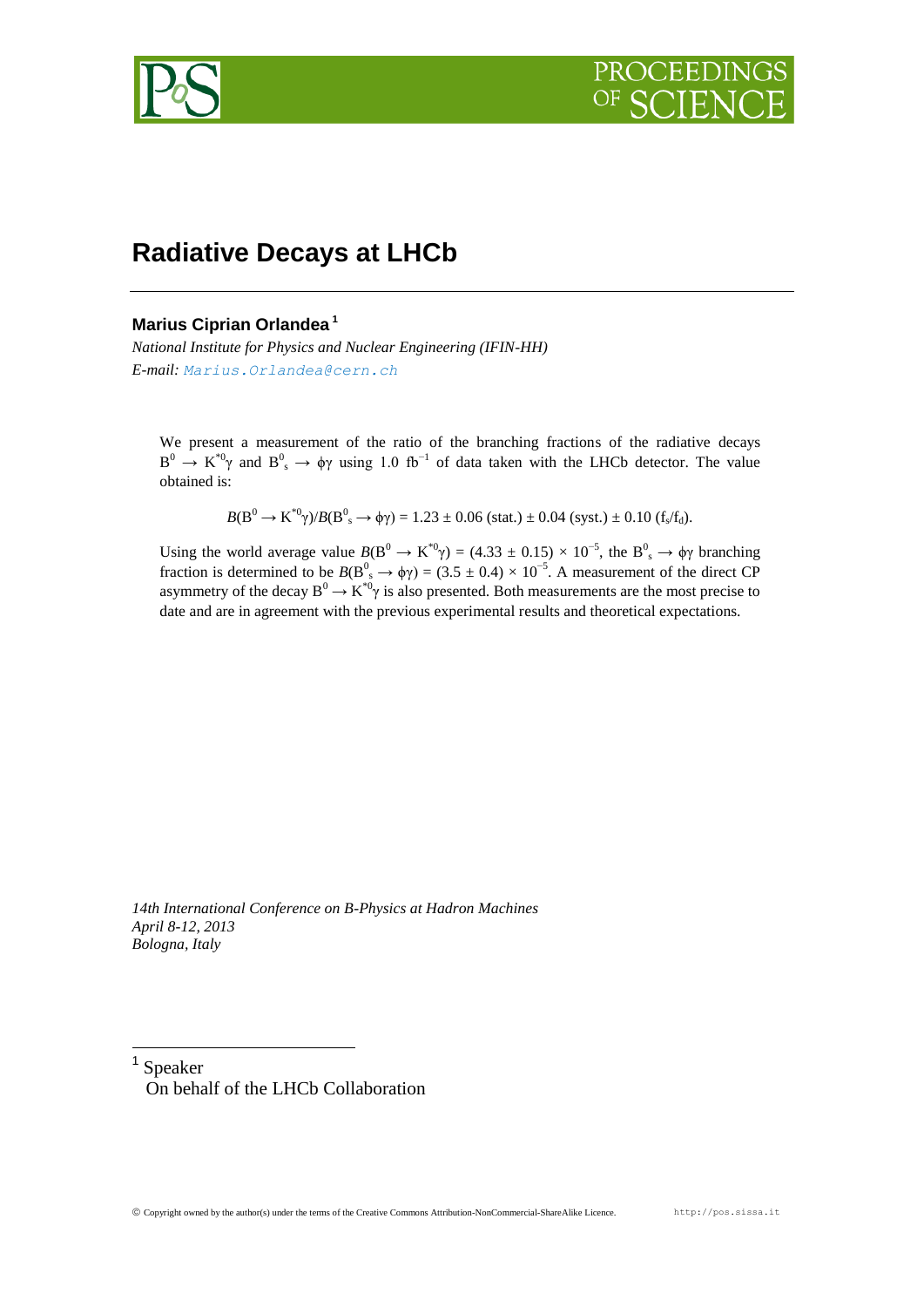# Radiative Decays at LHCb

**Marius Ciprian Orlandea** [1]

*National Institute for Physics and Nuclear Engineering (IFIN-HH)*
*E-mail:* Marius.Orlandea@cern.ch

We present a measurement of the ratio of the branching fractions of the radiative decays $B^0 \rightarrow K^{*0}\gamma$ and $B^0_s \rightarrow \phi\gamma$ using 1.0 $fb^{-1}$ of data taken with the LHCb detector. The value obtained is:

$$\mathcal{B}(B^0 \rightarrow K^{*0}\gamma)/\mathcal{B}(B^0_s \rightarrow \phi\gamma) = 1.23 \pm 0.06\,(\text{stat.}) \pm 0.04\,(\text{syst.}) \pm 0.10\,(f_s/f_d).$$

Using the world average value $\mathcal{B}(B^0 \rightarrow K^{*0}\gamma) = (4.33 \pm 0.15) \times 10^{-5}$, the $B^0_s \rightarrow \phi\gamma$ branching fraction is determined to be $\mathcal{B}(B^0_s \rightarrow \phi\gamma) = (3.5 \pm 0.4) \times 10^{-5}$. A measurement of the direct CP asymmetry of the decay $B^0 \rightarrow K^{*0}\gamma$ is also presented. Both measurements are the most precise to date and are in agreement with the previous experimental results and theoretical expectations.

*14th International Conference on B-Physics at Hadron Machines*
*April 8-12, 2013*
*Bologna, Italy*

[1] Speaker
On behalf of the LHCb Collaboration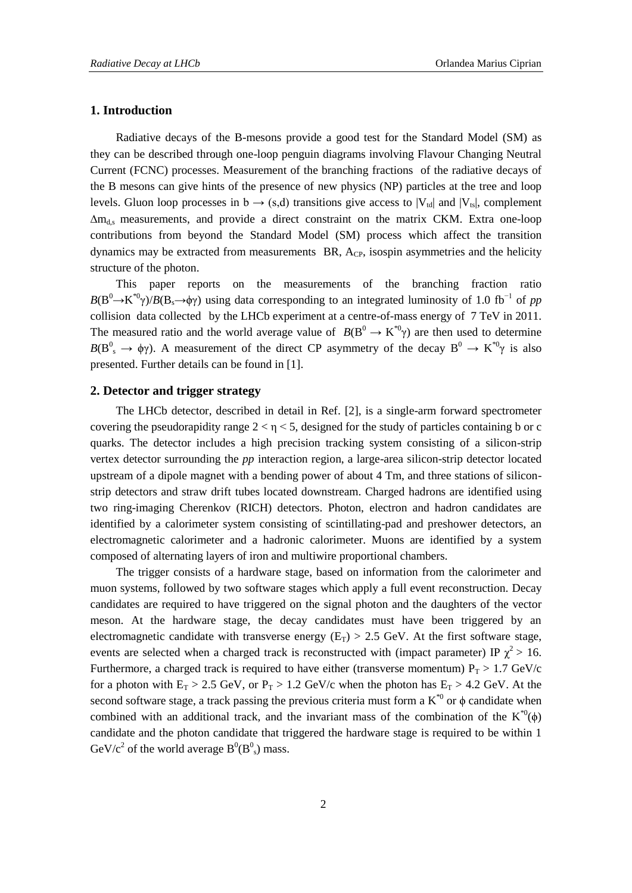## 1. Introduction

Radiative decays of the B-mesons provide a good test for the Standard Model (SM) as they can be described through one-loop penguin diagrams involving Flavour Changing Neutral Current (FCNC) processes. Measurement of the branching fractions of the radiative decays of the B mesons can give hints of the presence of new physics (NP) particles at the tree and loop levels. Gluon loop processes in $b \rightarrow (s,d)$ transitions give access to $|V_{td}|$ and $|V_{ts}|$, complement $\Delta m_{d,s}$ measurements, and provide a direct constraint on the matrix CKM. Extra one-loop contributions from beyond the Standard Model (SM) process which affect the transition dynamics may be extracted from measurements BR, $A_{CP}$, isospin asymmetries and the helicity structure of the photon.

This paper reports on the measurements of the branching fraction ratio $B(B^0 \rightarrow K^{*0}\gamma)/B(B_s \rightarrow \phi\gamma)$ using data corresponding to an integrated luminosity of 1.0 fb$^{-1}$ of *pp* collision data collected by the LHCb experiment at a centre-of-mass energy of 7 TeV in 2011. The measured ratio and the world average value of $B(B^0 \rightarrow K^{*0}\gamma)$ are then used to determine $B(B^0_s \rightarrow \phi\gamma)$. A measurement of the direct CP asymmetry of the decay $B^0 \rightarrow K^{*0}\gamma$ is also presented. Further details can be found in [1].

## 2. Detector and trigger strategy

The LHCb detector, described in detail in Ref. [2], is a single-arm forward spectrometer covering the pseudorapidity range $2 < \eta < 5$, designed for the study of particles containing b or c quarks. The detector includes a high precision tracking system consisting of a silicon-strip vertex detector surrounding the *pp* interaction region, a large-area silicon-strip detector located upstream of a dipole magnet with a bending power of about 4 Tm, and three stations of silicon-strip detectors and straw drift tubes located downstream. Charged hadrons are identified using two ring-imaging Cherenkov (RICH) detectors. Photon, electron and hadron candidates are identified by a calorimeter system consisting of scintillating-pad and preshower detectors, an electromagnetic calorimeter and a hadronic calorimeter. Muons are identified by a system composed of alternating layers of iron and multiwire proportional chambers.

The trigger consists of a hardware stage, based on information from the calorimeter and muon systems, followed by two software stages which apply a full event reconstruction. Decay candidates are required to have triggered on the signal photon and the daughters of the vector meson. At the hardware stage, the decay candidates must have been triggered by an electromagnetic candidate with transverse energy ($E_T$) > 2.5 GeV. At the first software stage, events are selected when a charged track is reconstructed with (impact parameter) IP $\chi^2 > 16$. Furthermore, a charged track is required to have either (transverse momentum) $P_T > 1.7$ GeV/c for a photon with $E_T > 2.5$ GeV, or $P_T > 1.2$ GeV/c when the photon has $E_T > 4.2$ GeV. At the second software stage, a track passing the previous criteria must form a $K^{*0}$ or $\phi$ candidate when combined with an additional track, and the invariant mass of the combination of the $K^{*0}(\phi)$ candidate and the photon candidate that triggered the hardware stage is required to be within 1 GeV/c$^2$ of the world average $B^0(B^0_s)$ mass.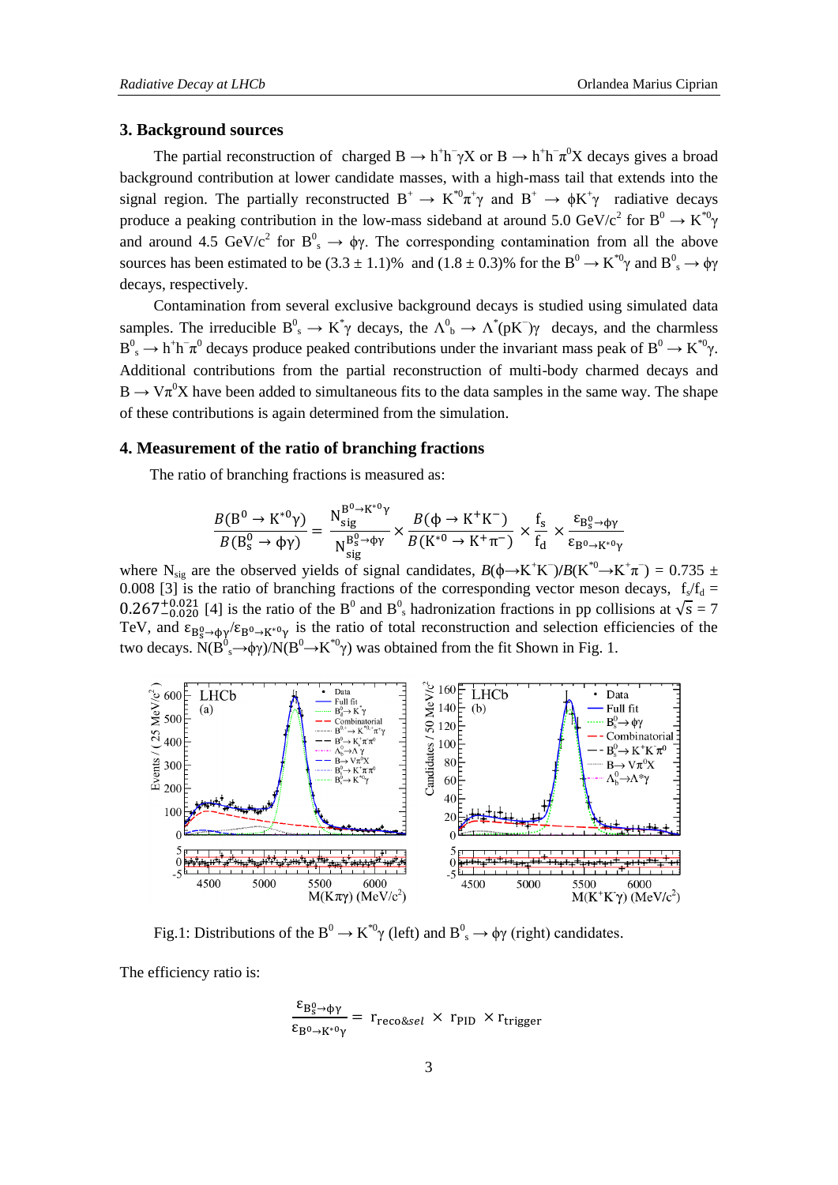## 3. Background sources

The partial reconstruction of charged $B \rightarrow h^+h^-\gamma X$ or $B \rightarrow h^+h^-\pi^0X$ decays gives a broad background contribution at lower candidate masses, with a high-mass tail that extends into the signal region. The partially reconstructed $B^+ \rightarrow K^{*0}\pi^+\gamma$ and $B^+ \rightarrow \phi K^+\gamma$ radiative decays produce a peaking contribution in the low-mass sideband at around 5.0 GeV/c$^2$ for $B^0 \rightarrow K^{*0}\gamma$ and around 4.5 GeV/c$^2$ for $B^0_s \rightarrow \phi\gamma$. The corresponding contamination from all the above sources has been estimated to be $(3.3 \pm 1.1)\%$ and $(1.8 \pm 0.3)\%$ for the $B^0 \rightarrow K^{*0}\gamma$ and $B^0_s \rightarrow \phi\gamma$ decays, respectively.

Contamination from several exclusive background decays is studied using simulated data samples. The irreducible $B^0_s \rightarrow K^*\gamma$ decays, the $\Lambda^0_b \rightarrow \Lambda^*(pK^-)\gamma$ decays, and the charmless $B^0_s \rightarrow h^+h^-\pi^0$ decays produce peaked contributions under the invariant mass peak of $B^0 \rightarrow K^{*0}\gamma$. Additional contributions from the partial reconstruction of multi-body charmed decays and $B \rightarrow V\pi^0X$ have been added to simultaneous fits to the data samples in the same way. The shape of these contributions is again determined from the simulation.

## 4. Measurement of the ratio of branching fractions

The ratio of branching fractions is measured as:

$$\frac{B(B^0 \rightarrow K^{*0}\gamma)}{B(B^0_s \rightarrow \phi\gamma)} = \frac{N_{sig}^{B^0\rightarrow K^{*0}\gamma}}{N_{sig}^{B^0_s\rightarrow \phi\gamma}} \times \frac{B(\phi \rightarrow K^+K^-)}{B(K^{*0} \rightarrow K^+\pi^-)} \times \frac{f_s}{f_d} \times \frac{\varepsilon_{B^0_s\rightarrow\phi\gamma}}{\varepsilon_{B^0\rightarrow K^{*0}\gamma}}$$

where $N_{sig}$ are the observed yields of signal candidates, $B(\phi\rightarrow K^+K^-)/B(K^{*0}\rightarrow K^+\pi^-) = 0.735 \pm 0.008$ [3] is the ratio of branching fractions of the corresponding vector meson decays, $f_s/f_d = 0.267^{+0.021}_{-0.020}$ [4] is the ratio of the $B^0$ and $B^0_s$ hadronization fractions in pp collisions at $\sqrt{s} = 7$ TeV, and $\varepsilon_{B^0_s\rightarrow\phi\gamma}/\varepsilon_{B^0\rightarrow K^{*0}\gamma}$ is the ratio of total reconstruction and selection efficiencies of the two decays. $N(B^0_s\rightarrow\phi\gamma)/N(B^0\rightarrow K^{*0}\gamma)$ was obtained from the fit Shown in Fig. 1.

Fig.1: Distributions of the $B^0 \rightarrow K^{*0}\gamma$ (left) and $B^0_s \rightarrow \phi\gamma$ (right) candidates.

The efficiency ratio is:

$$\frac{\varepsilon_{B^0_s\rightarrow\phi\gamma}}{\varepsilon_{B^0\rightarrow K^{*0}\gamma}} = r_{reco\&sel} \times r_{PID} \times r_{trigger}$$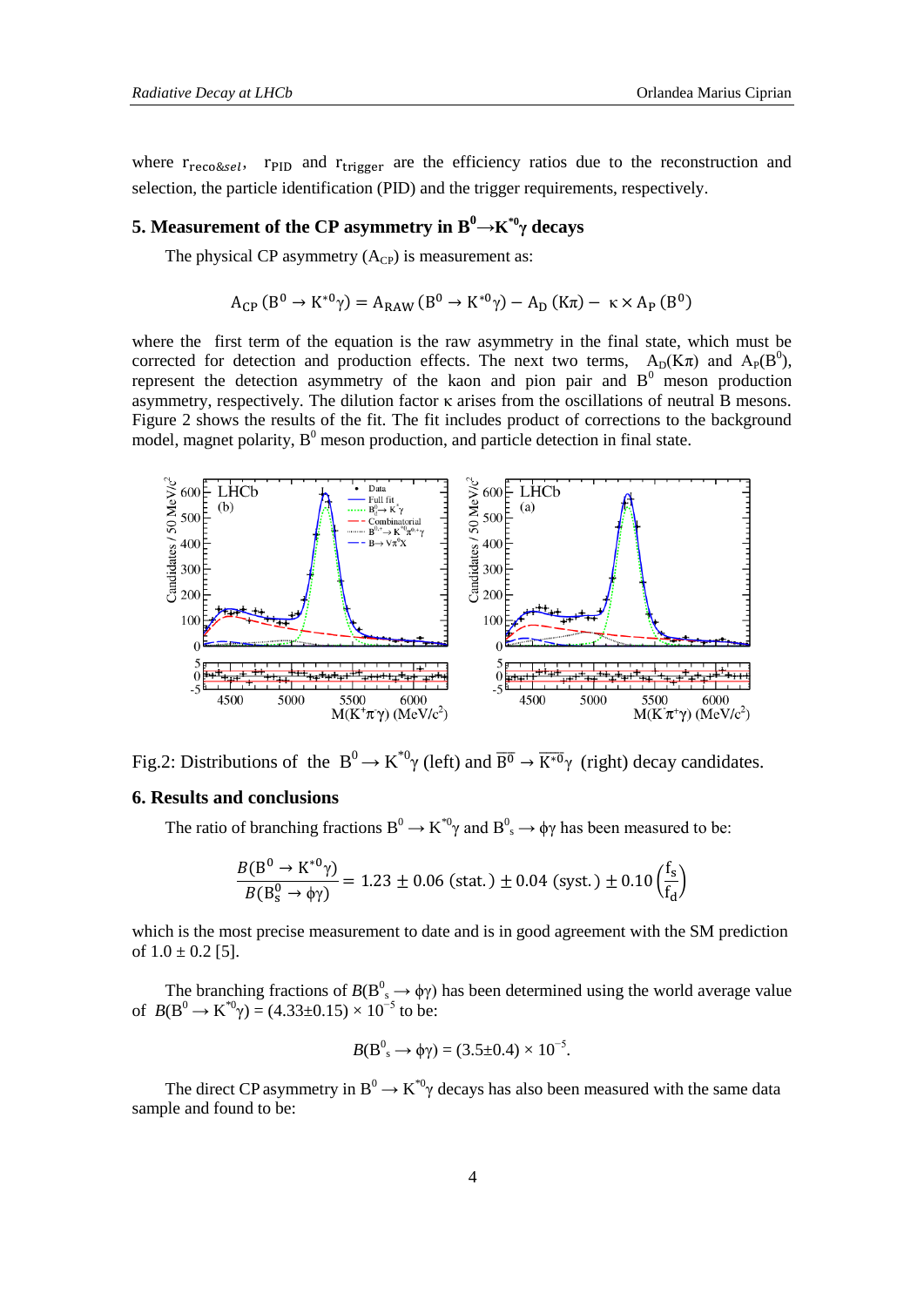where $r_{reco\&sel}$, $r_{PID}$ and $r_{trigger}$ are the efficiency ratios due to the reconstruction and selection, the particle identification (PID) and the trigger requirements, respectively.

## 5. Measurement of the CP asymmetry in $B^0 \to K^{*0}\gamma$ decays

The physical CP asymmetry ($A_{CP}$) is measurement as:

$$A_{CP}\,(B^0 \to K^{*0}\gamma) = A_{RAW}\,(B^0 \to K^{*0}\gamma) - A_D\,(K\pi) - \kappa \times A_P\,(B^0)$$

where the first term of the equation is the raw asymmetry in the final state, which must be corrected for detection and production effects. The next two terms, $A_D(K\pi)$ and $A_P(B^0)$, represent the detection asymmetry of the kaon and pion pair and $B^0$ meson production asymmetry, respectively. The dilution factor κ arises from the oscillations of neutral B mesons. Figure 2 shows the results of the fit. The fit includes product of corrections to the background model, magnet polarity, $B^0$ meson production, and particle detection in final state.

Fig.2: Distributions of the $B^0 \to K^{*0}\gamma$ (left) and $\overline{B^0} \to \overline{K^{*0}}\gamma$ (right) decay candidates.

## 6. Results and conclusions

The ratio of branching fractions $B^0 \to K^{*0}\gamma$ and $B^0_s \to \phi\gamma$ has been measured to be:

$$\frac{\mathcal{B}(B^0 \to K^{*0}\gamma)}{\mathcal{B}(B^0_s \to \phi\gamma)} = 1.23 \pm 0.06\,(\text{stat.}) \pm 0.04\,(\text{syst.}) \pm 0.10\left(\frac{f_s}{f_d}\right)$$

which is the most precise measurement to date and is in good agreement with the SM prediction of $1.0 \pm 0.2$ [5].

The branching fractions of $\mathcal{B}(B^0_s \to \phi\gamma)$ has been determined using the world average value of $\mathcal{B}(B^0 \to K^{*0}\gamma) = (4.33 \pm 0.15) \times 10^{-5}$ to be:

$$\mathcal{B}(B^0_s \to \phi\gamma) = (3.5 \pm 0.4) \times 10^{-5}.$$

The direct CP asymmetry in $B^0 \to K^{*0}\gamma$ decays has also been measured with the same data sample and found to be: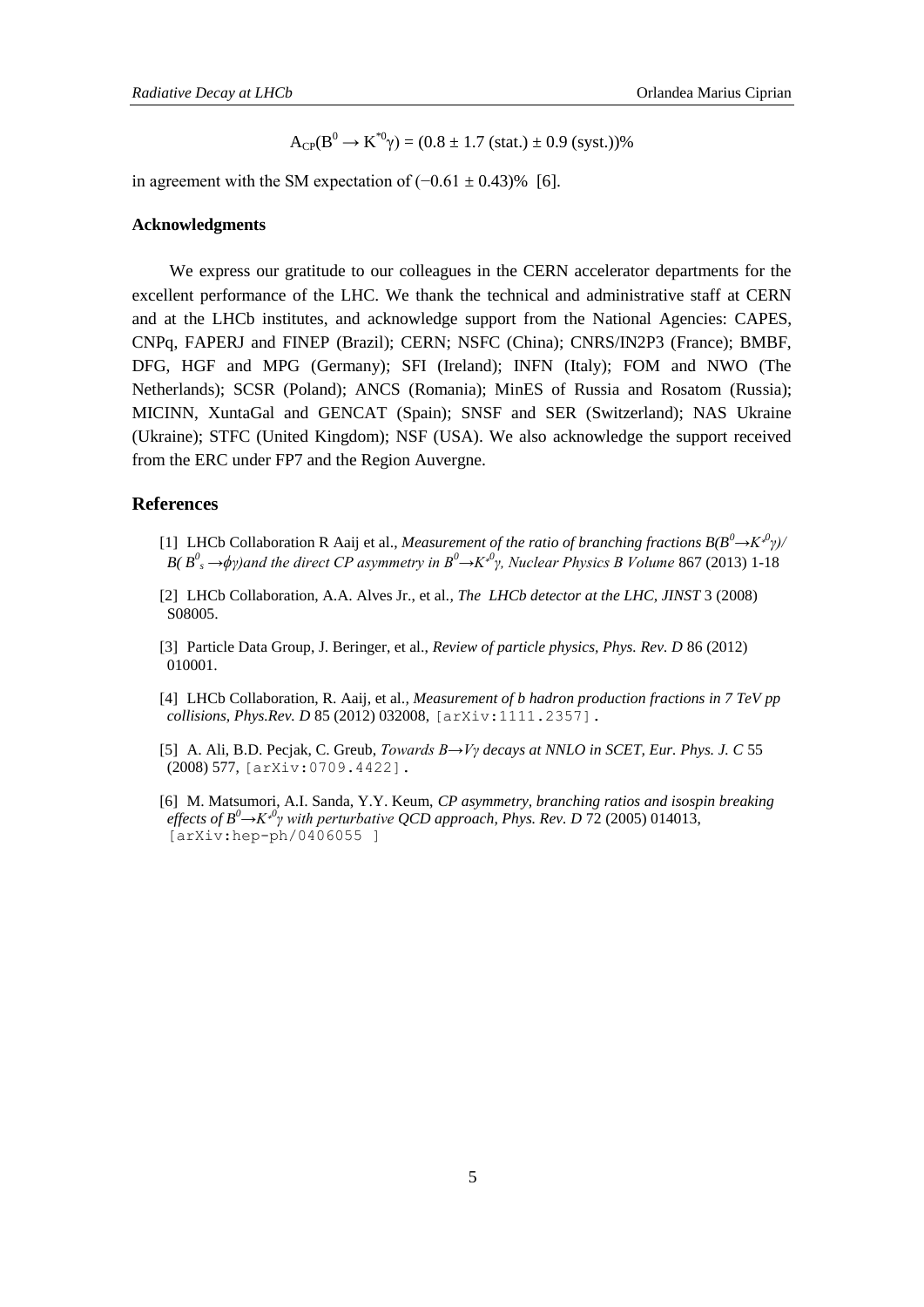$$A_{CP}(B^0 \rightarrow K^{*0}\gamma) = (0.8 \pm 1.7 \text{ (stat.)} \pm 0.9 \text{ (syst.)})\%$$

in agreement with the SM expectation of $(-0.61 \pm 0.43)\%$ [6].

#### Acknowledgments

We express our gratitude to our colleagues in the CERN accelerator departments for the excellent performance of the LHC. We thank the technical and administrative staff at CERN and at the LHCb institutes, and acknowledge support from the National Agencies: CAPES, CNPq, FAPERJ and FINEP (Brazil); CERN; NSFC (China); CNRS/IN2P3 (France); BMBF, DFG, HGF and MPG (Germany); SFI (Ireland); INFN (Italy); FOM and NWO (The Netherlands); SCSR (Poland); ANCS (Romania); MinES of Russia and Rosatom (Russia); MICINN, XuntaGal and GENCAT (Spain); SNSF and SER (Switzerland); NAS Ukraine (Ukraine); STFC (United Kingdom); NSF (USA). We also acknowledge the support received from the ERC under FP7 and the Region Auvergne.

## References

[1] LHCb Collaboration R Aaij et al., *Measurement of the ratio of branching fractions $B(B^0 \rightarrow K^{*0}\gamma)$/ $B(B^0_s \rightarrow \phi\gamma)$and the direct CP asymmetry in $B^0 \rightarrow K^{*0}\gamma$, Nuclear Physics B Volume* 867 (2013) 1-18

[2] LHCb Collaboration, A.A. Alves Jr., et al., *The LHCb detector at the LHC, JINST* 3 (2008) S08005.

[3] Particle Data Group, J. Beringer, et al., *Review of particle physics, Phys. Rev. D* 86 (2012) 010001.

[4] LHCb Collaboration, R. Aaij, et al., *Measurement of b hadron production fractions in 7 TeV pp collisions, Phys.Rev. D* 85 (2012) 032008, [arXiv:1111.2357].

[5] A. Ali, B.D. Pecjak, C. Greub, *Towards $B \rightarrow V\gamma$ decays at NNLO in SCET, Eur. Phys. J. C* 55 (2008) 577, [arXiv:0709.4422].

[6] M. Matsumori, A.I. Sanda, Y.Y. Keum, *CP asymmetry, branching ratios and isospin breaking effects of $B^0 \rightarrow K^{*0}\gamma$ with perturbative QCD approach, Phys. Rev. D* 72 (2005) 014013, [arXiv:hep-ph/0406055 ]